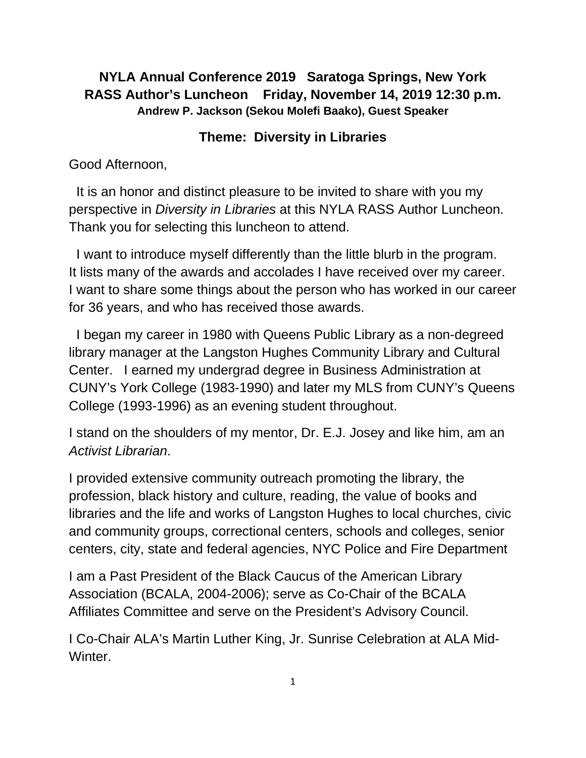**NYLA Annual Conference 2019 Saratoga Springs, New York**
**RASS Author's Luncheon Friday, November 14, 2019 12:30 p.m.**
**Andrew P. Jackson (Sekou Molefi Baako), Guest Speaker**

## Theme: Diversity in Libraries

Good Afternoon,

It is an honor and distinct pleasure to be invited to share with you my perspective in *Diversity in Libraries* at this NYLA RASS Author Luncheon. Thank you for selecting this luncheon to attend.

I want to introduce myself differently than the little blurb in the program. It lists many of the awards and accolades I have received over my career. I want to share some things about the person who has worked in our career for 36 years, and who has received those awards.

I began my career in 1980 with Queens Public Library as a non-degreed library manager at the Langston Hughes Community Library and Cultural Center. I earned my undergrad degree in Business Administration at CUNY's York College (1983-1990) and later my MLS from CUNY's Queens College (1993-1996) as an evening student throughout.

I stand on the shoulders of my mentor, Dr. E.J. Josey and like him, am an *Activist Librarian*.

I provided extensive community outreach promoting the library, the profession, black history and culture, reading, the value of books and libraries and the life and works of Langston Hughes to local churches, civic and community groups, correctional centers, schools and colleges, senior centers, city, state and federal agencies, NYC Police and Fire Department

I am a Past President of the Black Caucus of the American Library Association (BCALA, 2004-2006); serve as Co-Chair of the BCALA Affiliates Committee and serve on the President's Advisory Council.

I Co-Chair ALA's Martin Luther King, Jr. Sunrise Celebration at ALA Mid-Winter.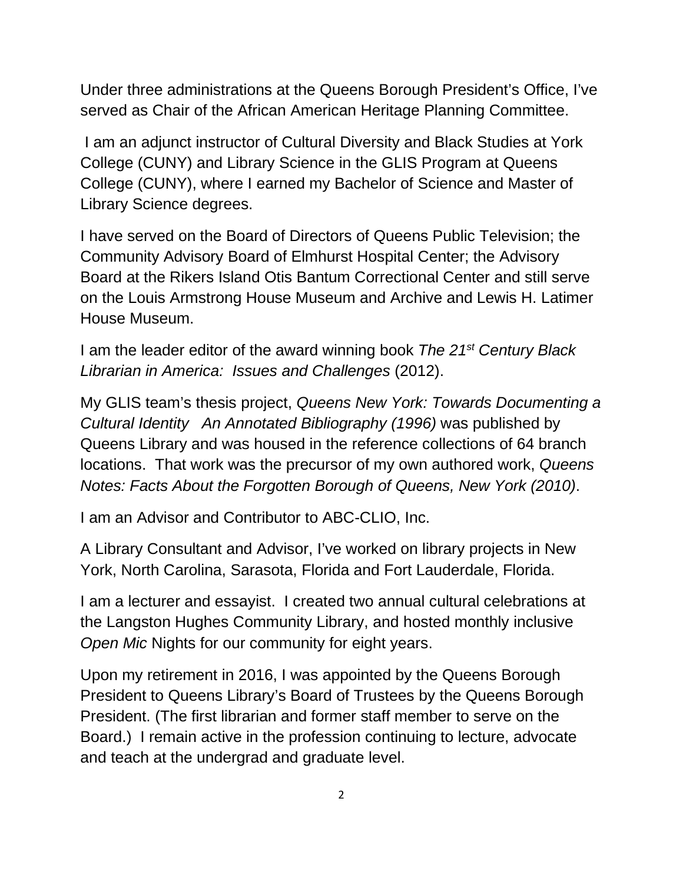Under three administrations at the Queens Borough President's Office, I've served as Chair of the African American Heritage Planning Committee.

I am an adjunct instructor of Cultural Diversity and Black Studies at York College (CUNY) and Library Science in the GLIS Program at Queens College (CUNY), where I earned my Bachelor of Science and Master of Library Science degrees.

I have served on the Board of Directors of Queens Public Television; the Community Advisory Board of Elmhurst Hospital Center; the Advisory Board at the Rikers Island Otis Bantum Correctional Center and still serve on the Louis Armstrong House Museum and Archive and Lewis H. Latimer House Museum.

I am the leader editor of the award winning book *The 21st Century Black Librarian in America: Issues and Challenges* (2012).

My GLIS team's thesis project, *Queens New York: Towards Documenting a Cultural Identity An Annotated Bibliography (1996)* was published by Queens Library and was housed in the reference collections of 64 branch locations. That work was the precursor of my own authored work, *Queens Notes: Facts About the Forgotten Borough of Queens, New York (2010)*.

I am an Advisor and Contributor to ABC-CLIO, Inc.

A Library Consultant and Advisor, I've worked on library projects in New York, North Carolina, Sarasota, Florida and Fort Lauderdale, Florida.

I am a lecturer and essayist. I created two annual cultural celebrations at the Langston Hughes Community Library, and hosted monthly inclusive *Open Mic* Nights for our community for eight years.

Upon my retirement in 2016, I was appointed by the Queens Borough President to Queens Library's Board of Trustees by the Queens Borough President. (The first librarian and former staff member to serve on the Board.) I remain active in the profession continuing to lecture, advocate and teach at the undergrad and graduate level.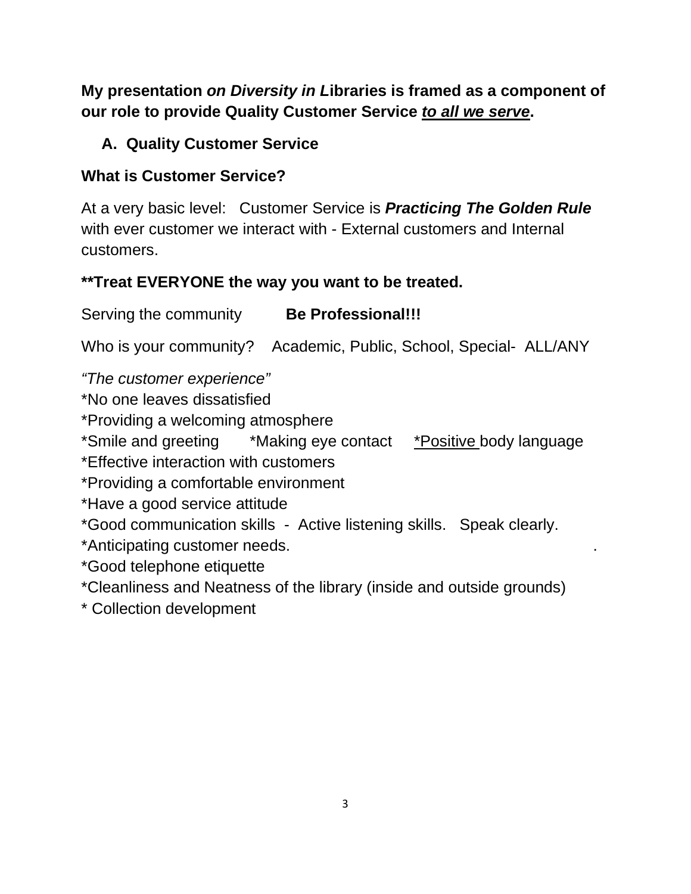**My presentation *on Diversity in L*ibraries is framed as a component of our role to provide Quality Customer Service *<u>to all we serve</u>*.**

## A. Quality Customer Service

**What is Customer Service?**

At a very basic level: Customer Service is ***Practicing The Golden Rule*** with ever customer we interact with - External customers and Internal customers.

****Treat EVERYONE the way you want to be treated.**

Serving the community **Be Professional!!!**

Who is your community? Academic, Public, School, Special- ALL/ANY

*"The customer experience"*
*No one leaves dissatisfied
*Providing a welcoming atmosphere
*Smile and greeting *Making eye contact <u>*Positive</u> body language
*Effective interaction with customers
*Providing a comfortable environment
*Have a good service attitude
*Good communication skills - Active listening skills. Speak clearly.
*Anticipating customer needs. .
*Good telephone etiquette
*Cleanliness and Neatness of the library (inside and outside grounds)
* Collection development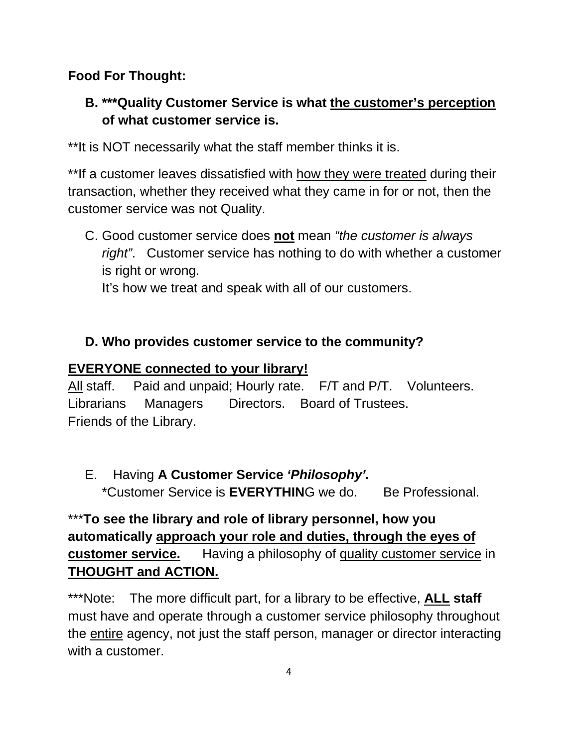**Food For Thought:**

**B. \*\*\*Quality Customer Service is what <u>the customer's perception</u> of what customer service is.**

\*\*It is NOT necessarily what the staff member thinks it is.

\*\*If a customer leaves dissatisfied with <u>how they were treated</u> during their transaction, whether they received what they came in for or not, then the customer service was not Quality.

C. Good customer service does <u>**not**</u> mean *"the customer is always right"*. Customer service has nothing to do with whether a customer is right or wrong.
   It's how we treat and speak with all of our customers.

**D. Who provides customer service to the community?**

<u>**EVERYONE connected to your library!**</u>
<u>All</u> staff. Paid and unpaid; Hourly rate. F/T and P/T. Volunteers. Librarians Managers Directors. Board of Trustees. Friends of the Library.

E. Having **A Customer Service *'Philosophy'.***
   \*Customer Service is **EVERYTHIN**G we do. Be Professional.

\*\*\***To see the library and role of library personnel, how you automatically <u>approach your role and duties, through the eyes of customer service.</u>** Having a philosophy of <u>quality customer service</u> in <u>**THOUGHT and ACTION.**</u>

\*\*\*Note: The more difficult part, for a library to be effective, <u>**ALL**</u> **staff** must have and operate through a customer service philosophy throughout the <u>entire</u> agency, not just the staff person, manager or director interacting with a customer.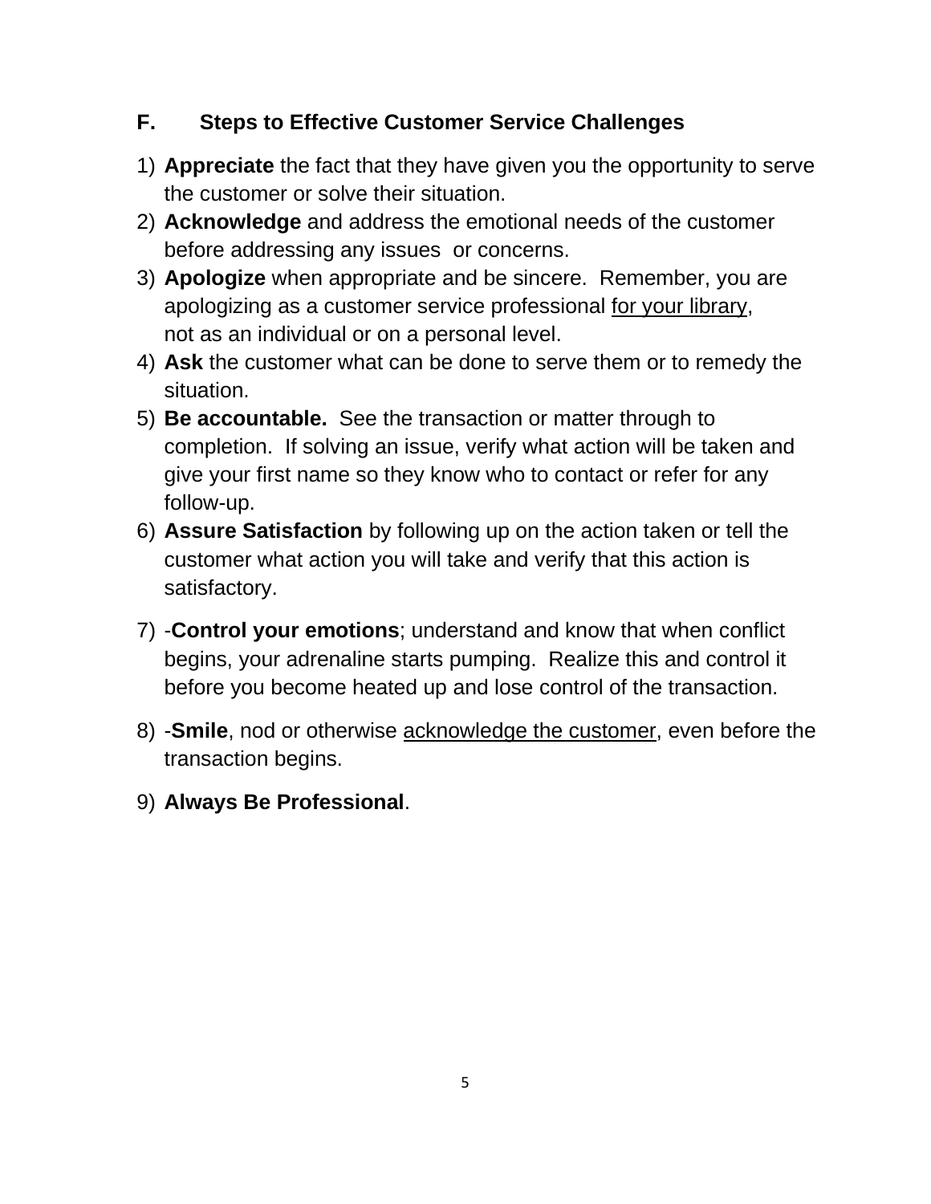### F. Steps to Effective Customer Service Challenges

1) **Appreciate** the fact that they have given you the opportunity to serve the customer or solve their situation.
2) **Acknowledge** and address the emotional needs of the customer before addressing any issues or concerns.
3) **Apologize** when appropriate and be sincere. Remember, you are apologizing as a customer service professional <u>for your library</u>, not as an individual or on a personal level.
4) **Ask** the customer what can be done to serve them or to remedy the situation.
5) **Be accountable.** See the transaction or matter through to completion. If solving an issue, verify what action will be taken and give your first name so they know who to contact or refer for any follow-up.
6) **Assure Satisfaction** by following up on the action taken or tell the customer what action you will take and verify that this action is satisfactory.
7) -**Control your emotions**; understand and know that when conflict begins, your adrenaline starts pumping. Realize this and control it before you become heated up and lose control of the transaction.
8) -**Smile**, nod or otherwise <u>acknowledge the customer</u>, even before the transaction begins.
9) **Always Be Professional**.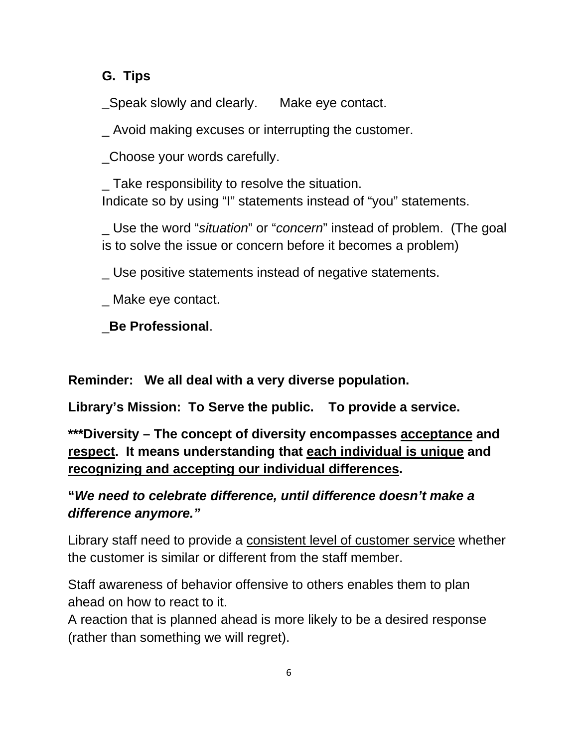### G. Tips

_Speak slowly and clearly.      Make eye contact.

_ Avoid making excuses or interrupting the customer.

_Choose your words carefully.

_ Take responsibility to resolve the situation.
Indicate so by using "I" statements instead of "you" statements.

_ Use the word "*situation*" or "*concern*" instead of problem.  (The goal is to solve the issue or concern before it becomes a problem)

_ Use positive statements instead of negative statements.

_ Make eye contact.

_**Be Professional**.

**Reminder:   We all deal with a very diverse population.**

**Library's Mission:  To Serve the public.    To provide a service.**

**\*\*\*Diversity – The concept of diversity encompasses <u>acceptance</u> and <u>respect</u>.  It means understanding that <u>each individual is unique</u> and <u>recognizing and accepting our individual differences</u>.**

**"*We need to celebrate difference, until difference doesn't make a difference anymore."***

Library staff need to provide a <u>consistent level of customer service</u> whether the customer is similar or different from the staff member.

Staff awareness of behavior offensive to others enables them to plan ahead on how to react to it.
A reaction that is planned ahead is more likely to be a desired response (rather than something we will regret).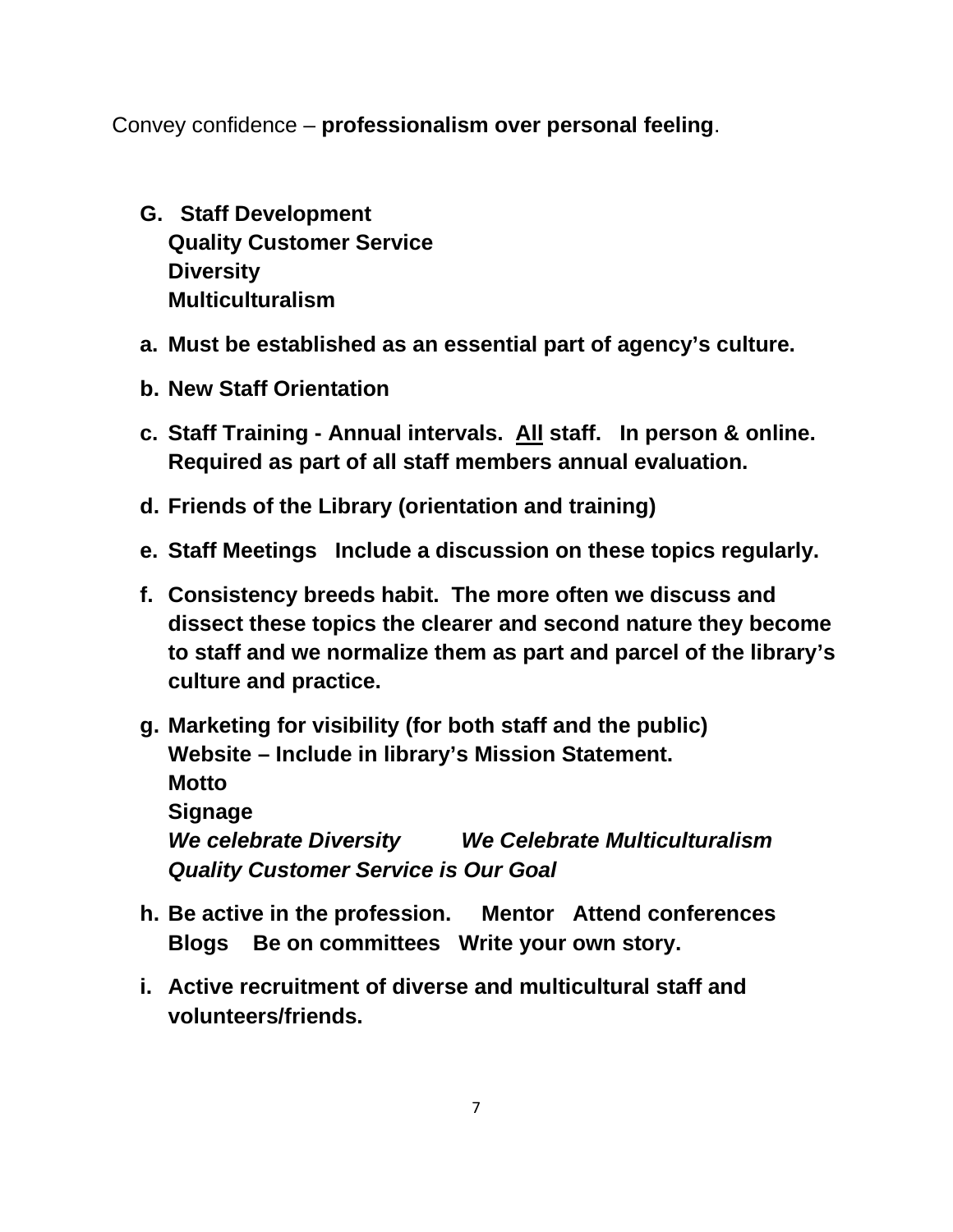Convey confidence – **professionalism over personal feeling**.

**G. Staff Development**
**Quality Customer Service**
**Diversity**
**Multiculturalism**

a. **Must be established as an essential part of agency's culture.**

b. **New Staff Orientation**

c. **Staff Training - Annual intervals. <u>All</u> staff. In person & online. Required as part of all staff members annual evaluation.**

d. **Friends of the Library (orientation and training)**

e. **Staff Meetings Include a discussion on these topics regularly.**

f. **Consistency breeds habit. The more often we discuss and dissect these topics the clearer and second nature they become to staff and we normalize them as part and parcel of the library's culture and practice.**

g. **Marketing for visibility (for both staff and the public)**
**Website – Include in library's Mission Statement.**
**Motto**
**Signage**
***We celebrate Diversity*** ***We Celebrate Multiculturalism***
***Quality Customer Service is Our Goal***

h. **Be active in the profession. Mentor Attend conferences Blogs Be on committees Write your own story.**

i. **Active recruitment of diverse and multicultural staff and volunteers/friends.**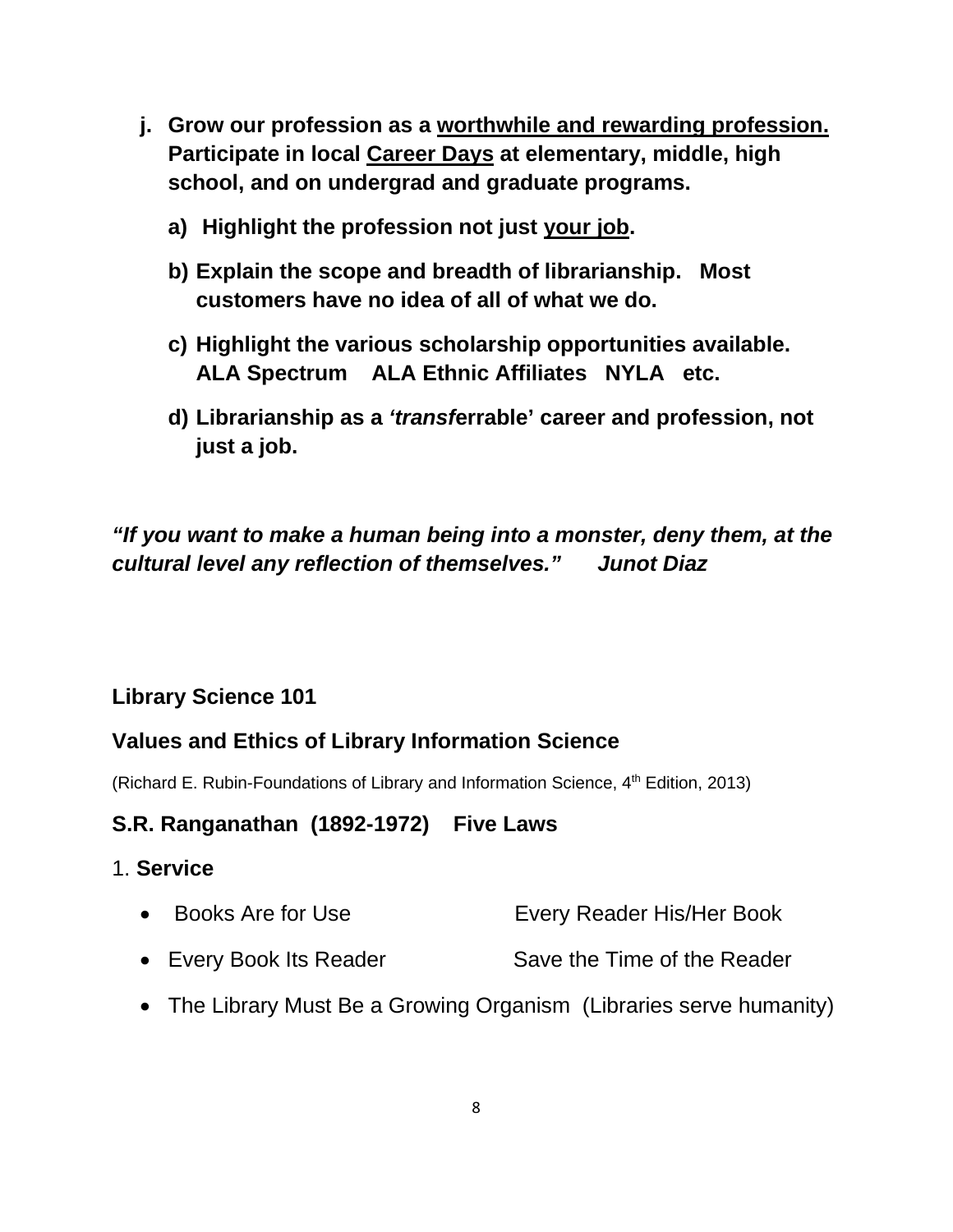j. **Grow our profession as a <u>worthwhile and rewarding profession.</u> Participate in local <u>Career Days</u> at elementary, middle, high school, and on undergrad and graduate programs.**

   a) **Highlight the profession not just <u>your job</u>.**

   b) **Explain the scope and breadth of librarianship. Most customers have no idea of all of what we do.**

   c) **Highlight the various scholarship opportunities available. ALA Spectrum ALA Ethnic Affiliates NYLA etc.**

   d) **Librarianship as a *'transf*errable' career and profession, not just a job.**

***"If you want to make a human being into a monster, deny them, at the cultural level any reflection of themselves." Junot Diaz***

**Library Science 101**

## Values and Ethics of Library Information Science

(Richard E. Rubin-Foundations of Library and Information Science, 4th Edition, 2013)

## S.R. Ranganathan (1892-1972) Five Laws

1. **Service**

- Books Are for Use
- Every Reader His/Her Book
- Every Book Its Reader
- Save the Time of the Reader
- The Library Must Be a Growing Organism (Libraries serve humanity)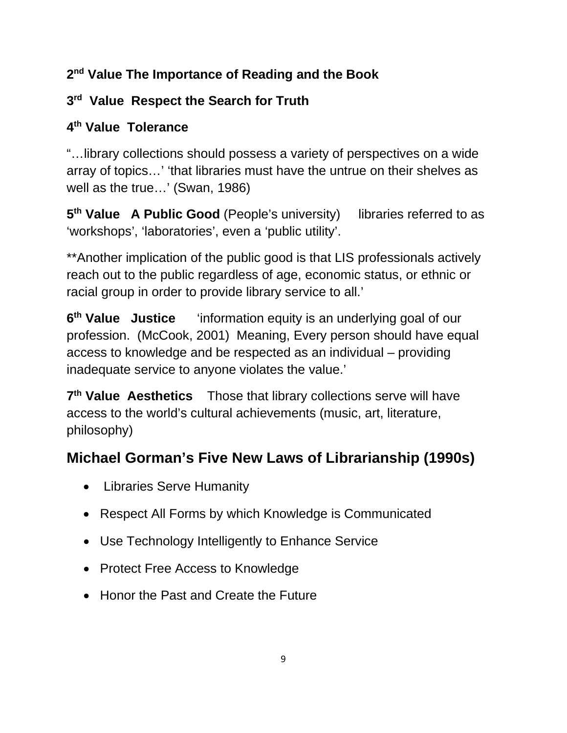**2nd Value The Importance of Reading and the Book**

**3rd Value Respect the Search for Truth**

**4th Value Tolerance**

"…library collections should possess a variety of perspectives on a wide array of topics…' 'that libraries must have the untrue on their shelves as well as the true…' (Swan, 1986)

**5th Value A Public Good** (People's university) libraries referred to as 'workshops', 'laboratories', even a 'public utility'.

**Another implication of the public good is that LIS professionals actively reach out to the public regardless of age, economic status, or ethnic or racial group in order to provide library service to all.'

**6th Value Justice** 'information equity is an underlying goal of our profession. (McCook, 2001) Meaning, Every person should have equal access to knowledge and be respected as an individual – providing inadequate service to anyone violates the value.'

**7th Value Aesthetics** Those that library collections serve will have access to the world's cultural achievements (music, art, literature, philosophy)

## Michael Gorman's Five New Laws of Librarianship (1990s)

- Libraries Serve Humanity
- Respect All Forms by which Knowledge is Communicated
- Use Technology Intelligently to Enhance Service
- Protect Free Access to Knowledge
- Honor the Past and Create the Future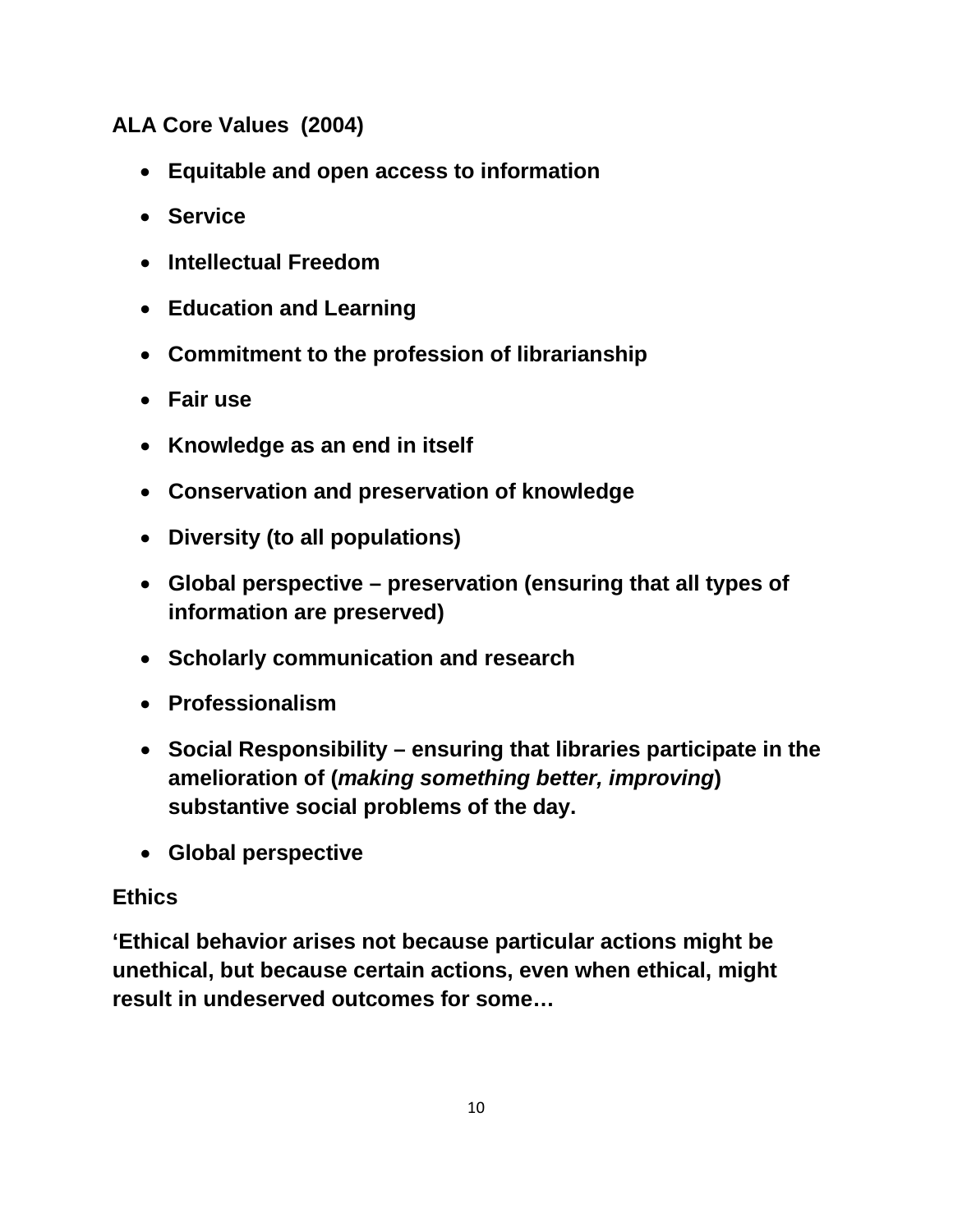**ALA Core Values (2004)**

- **Equitable and open access to information**
- **Service**
- **Intellectual Freedom**
- **Education and Learning**
- **Commitment to the profession of librarianship**
- **Fair use**
- **Knowledge as an end in itself**
- **Conservation and preservation of knowledge**
- **Diversity (to all populations)**
- **Global perspective – preservation (ensuring that all types of information are preserved)**
- **Scholarly communication and research**
- **Professionalism**
- **Social Responsibility – ensuring that libraries participate in the amelioration of (*making something better, improving*) substantive social problems of the day.**
- **Global perspective**

**Ethics**

**'Ethical behavior arises not because particular actions might be unethical, but because certain actions, even when ethical, might result in undeserved outcomes for some…**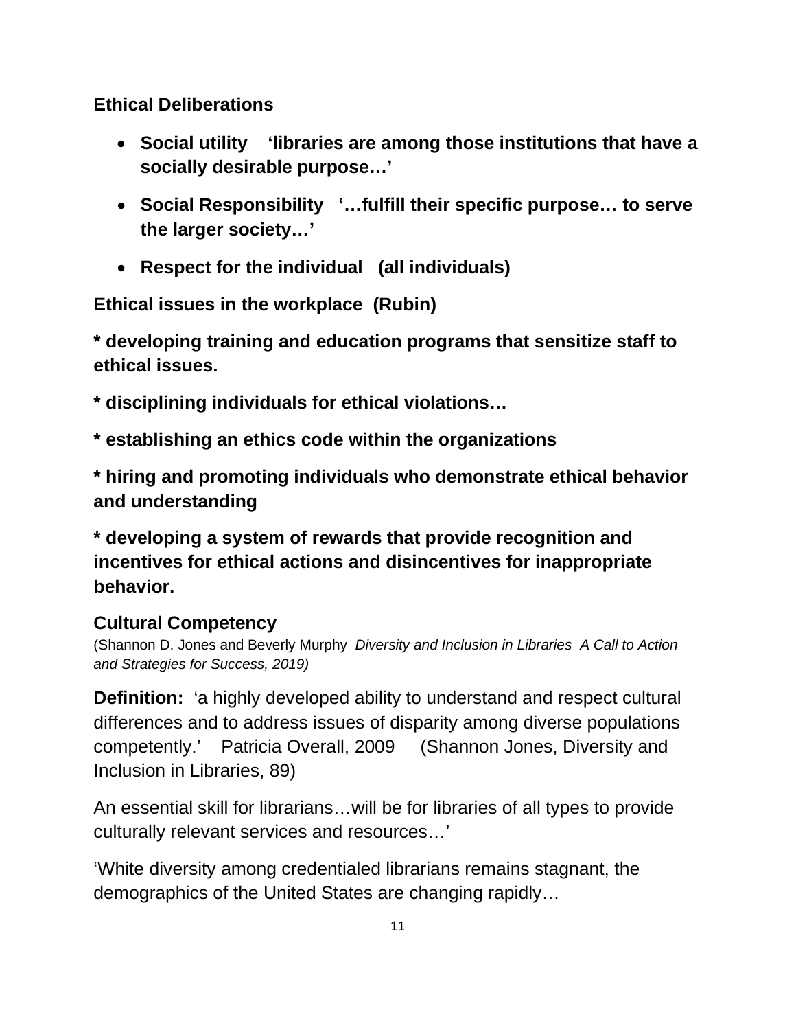**Ethical Deliberations**

- **Social utility ‘libraries are among those institutions that have a socially desirable purpose…’**
- **Social Responsibility ‘…fulfill their specific purpose… to serve the larger society…’**
- **Respect for the individual (all individuals)**

**Ethical issues in the workplace (Rubin)**

**\* developing training and education programs that sensitize staff to ethical issues.**

**\* disciplining individuals for ethical violations…**

**\* establishing an ethics code within the organizations**

**\* hiring and promoting individuals who demonstrate ethical behavior and understanding**

**\* developing a system of rewards that provide recognition and incentives for ethical actions and disincentives for inappropriate behavior.**

**Cultural Competency**

(Shannon D. Jones and Beverly Murphy *Diversity and Inclusion in Libraries A Call to Action and Strategies for Success, 2019)*

**Definition:** ‘a highly developed ability to understand and respect cultural differences and to address issues of disparity among diverse populations competently.’ Patricia Overall, 2009 (Shannon Jones, Diversity and Inclusion in Libraries, 89)

An essential skill for librarians…will be for libraries of all types to provide culturally relevant services and resources…’

‘White diversity among credentialed librarians remains stagnant, the demographics of the United States are changing rapidly…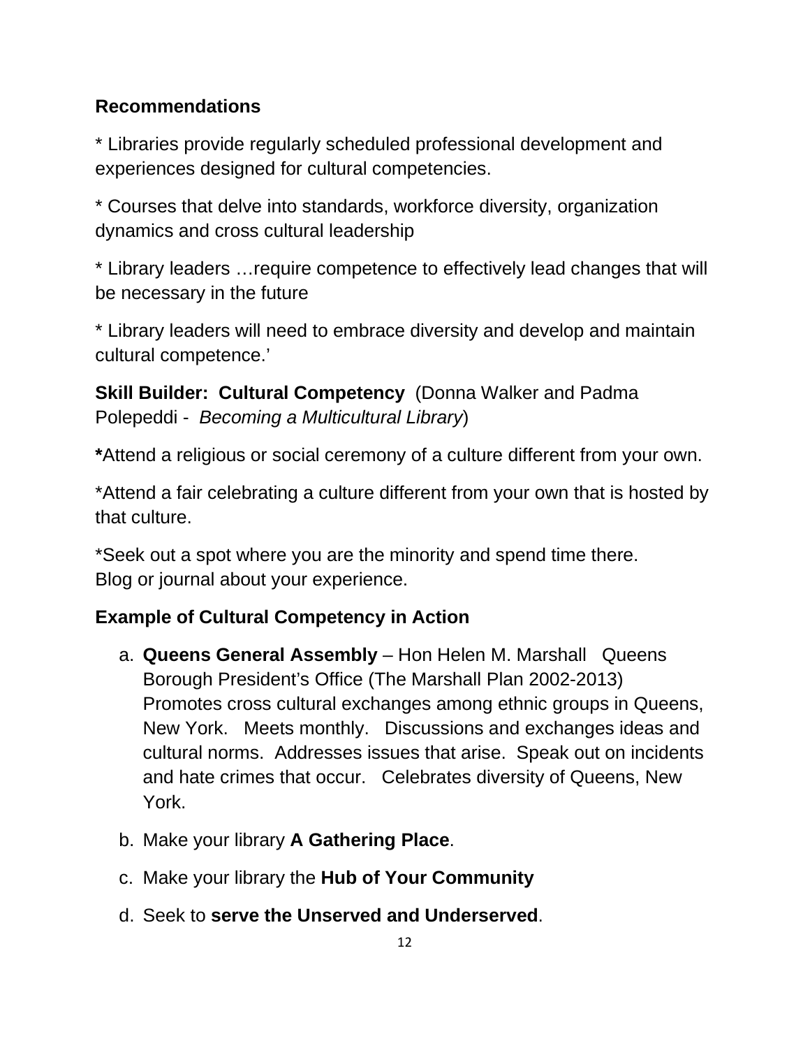**Recommendations**

* Libraries provide regularly scheduled professional development and experiences designed for cultural competencies.

* Courses that delve into standards, workforce diversity, organization dynamics and cross cultural leadership

* Library leaders …require competence to effectively lead changes that will be necessary in the future

* Library leaders will need to embrace diversity and develop and maintain cultural competence.'

**Skill Builder: Cultural Competency** (Donna Walker and Padma Polepeddi - *Becoming a Multicultural Library*)

**\***Attend a religious or social ceremony of a culture different from your own.

*Attend a fair celebrating a culture different from your own that is hosted by that culture.

*Seek out a spot where you are the minority and spend time there. Blog or journal about your experience.

**Example of Cultural Competency in Action**

a. **Queens General Assembly** – Hon Helen M. Marshall Queens Borough President's Office (The Marshall Plan 2002-2013) Promotes cross cultural exchanges among ethnic groups in Queens, New York. Meets monthly. Discussions and exchanges ideas and cultural norms. Addresses issues that arise. Speak out on incidents and hate crimes that occur. Celebrates diversity of Queens, New York.

b. Make your library **A Gathering Place**.

c. Make your library the **Hub of Your Community**

d. Seek to **serve the Unserved and Underserved**.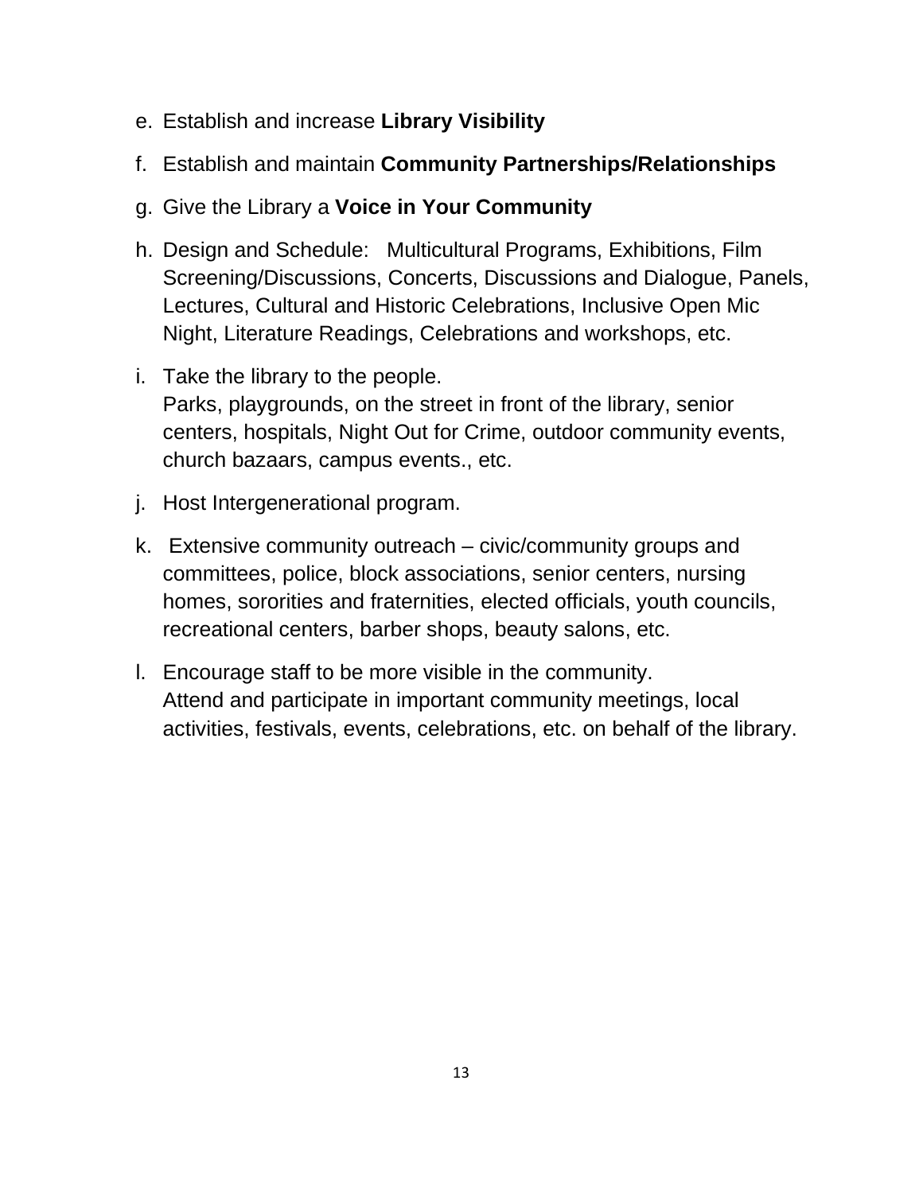e. Establish and increase **Library Visibility**

f. Establish and maintain **Community Partnerships/Relationships**

g. Give the Library a **Voice in Your Community**

h. Design and Schedule: Multicultural Programs, Exhibitions, Film Screening/Discussions, Concerts, Discussions and Dialogue, Panels, Lectures, Cultural and Historic Celebrations, Inclusive Open Mic Night, Literature Readings, Celebrations and workshops, etc.

i. Take the library to the people.
   Parks, playgrounds, on the street in front of the library, senior centers, hospitals, Night Out for Crime, outdoor community events, church bazaars, campus events., etc.

j. Host Intergenerational program.

k. Extensive community outreach – civic/community groups and committees, police, block associations, senior centers, nursing homes, sororities and fraternities, elected officials, youth councils, recreational centers, barber shops, beauty salons, etc.

l. Encourage staff to be more visible in the community.
   Attend and participate in important community meetings, local activities, festivals, events, celebrations, etc. on behalf of the library.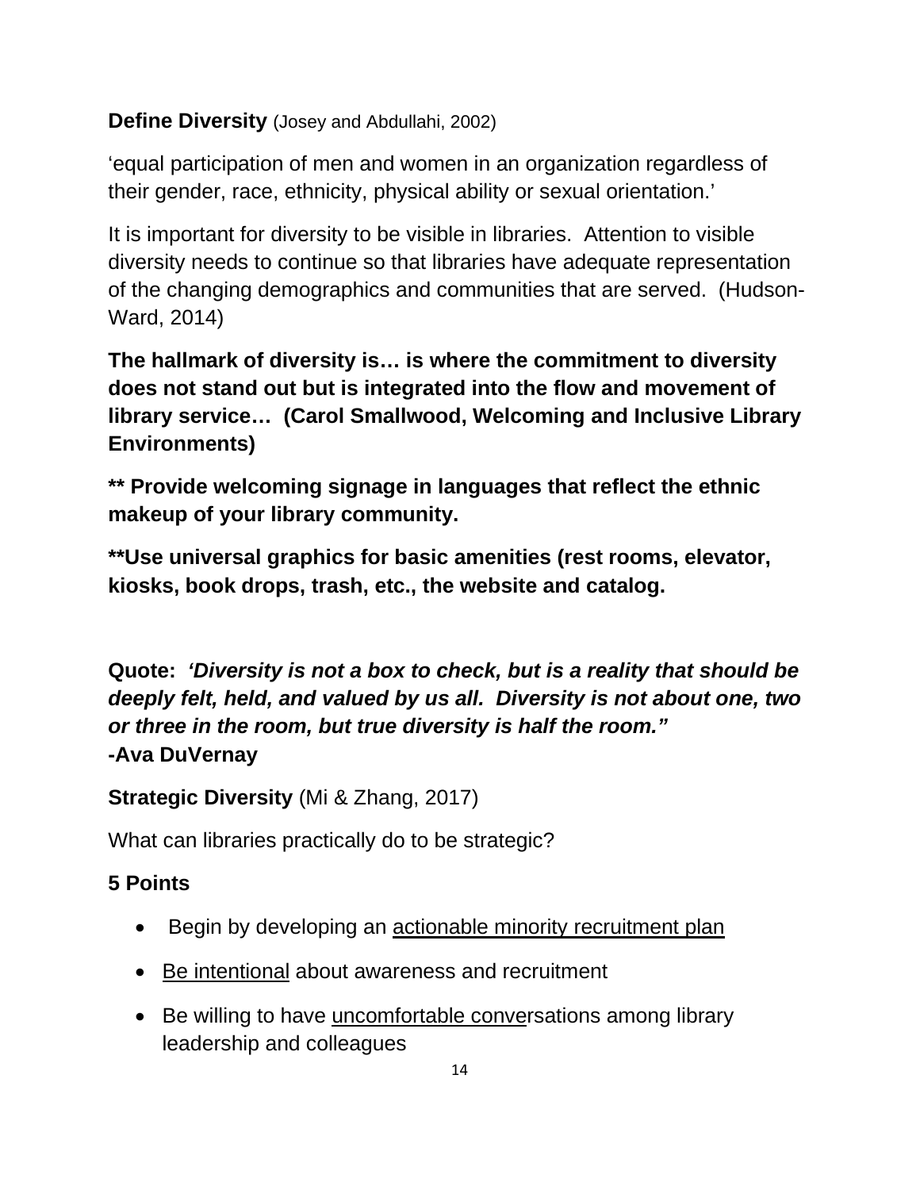**Define Diversity** (Josey and Abdullahi, 2002)

'equal participation of men and women in an organization regardless of their gender, race, ethnicity, physical ability or sexual orientation.'

It is important for diversity to be visible in libraries. Attention to visible diversity needs to continue so that libraries have adequate representation of the changing demographics and communities that are served. (Hudson-Ward, 2014)

**The hallmark of diversity is… is where the commitment to diversity does not stand out but is integrated into the flow and movement of library service… (Carol Smallwood, Welcoming and Inclusive Library Environments)**

**** Provide welcoming signage in languages that reflect the ethnic makeup of your library community.**

****Use universal graphics for basic amenities (rest rooms, elevator, kiosks, book drops, trash, etc., the website and catalog.**

**Quote:** ***'Diversity is not a box to check, but is a reality that should be deeply felt, held, and valued by us all. Diversity is not about one, two or three in the room, but true diversity is half the room."***
**-Ava DuVernay**

**Strategic Diversity** (Mi & Zhang, 2017)

What can libraries practically do to be strategic?

**5 Points**

- Begin by developing an <u>actionable minority recruitment plan</u>
- <u>Be intentional</u> about awareness and recruitment
- Be willing to have <u>uncomfortable conver</u>sations among library leadership and colleagues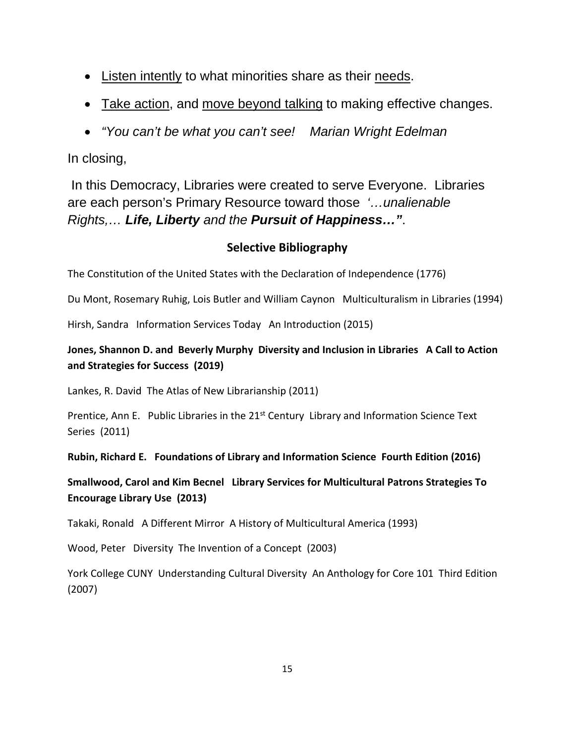- <u>Listen intently</u> to what minorities share as their <u>needs</u>.
- <u>Take action</u>, and <u>move beyond talking</u> to making effective changes.
- *"You can't be what you can't see!    Marian Wright Edelman*

In closing,

In this Democracy, Libraries were created to serve Everyone. Libraries are each person's Primary Resource toward those *'…unalienable Rights,… **Life, Liberty** and the **Pursuit of Happiness…"***.

## Selective Bibliography

The Constitution of the United States with the Declaration of Independence (1776)

Du Mont, Rosemary Ruhig, Lois Butler and William Caynon   Multiculturalism in Libraries (1994)

Hirsh, Sandra   Information Services Today   An Introduction (2015)

**Jones, Shannon D. and Beverly Murphy  Diversity and Inclusion in Libraries   A Call to Action and Strategies for Success  (2019)**

Lankes, R. David  The Atlas of New Librarianship (2011)

Prentice, Ann E.   Public Libraries in the 21st Century  Library and Information Science Text Series  (2011)

**Rubin, Richard E.   Foundations of Library and Information Science  Fourth Edition (2016)**

**Smallwood, Carol and Kim Becnel   Library Services for Multicultural Patrons Strategies To Encourage Library Use  (2013)**

Takaki, Ronald   A Different Mirror  A History of Multicultural America (1993)

Wood, Peter   Diversity  The Invention of a Concept  (2003)

York College CUNY  Understanding Cultural Diversity  An Anthology for Core 101  Third Edition (2007)